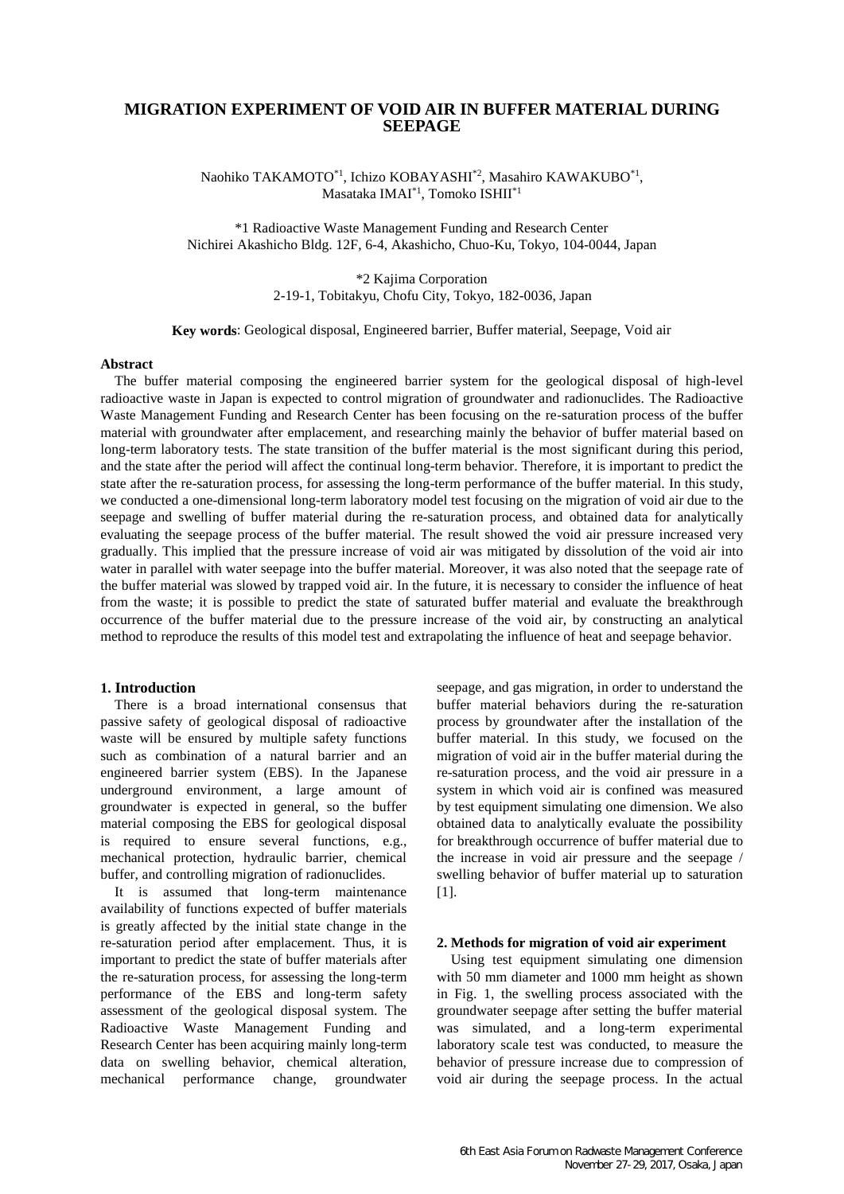# MIGRATION EXPERIMENT OF VOID AIR IN BUFFER MATERIAL DURING SEEPAGE

Naohiko TAKAMOTO[*1], Ichizo KOBAYASHI[*2], Masahiro KAWAKUBO[*1], Masataka IMAI[*1], Tomoko ISHII[*1]

*1 Radioactive Waste Management Funding and Research Center
Nichirei Akashicho Bldg. 12F, 6-4, Akashicho, Chuo-Ku, Tokyo, 104-0044, Japan

*2 Kajima Corporation
2-19-1, Tobitakyu, Chofu City, Tokyo, 182-0036, Japan

**Key words**: Geological disposal, Engineered barrier, Buffer material, Seepage, Void air

## Abstract

The buffer material composing the engineered barrier system for the geological disposal of high-level radioactive waste in Japan is expected to control migration of groundwater and radionuclides. The Radioactive Waste Management Funding and Research Center has been focusing on the re-saturation process of the buffer material with groundwater after emplacement, and researching mainly the behavior of buffer material based on long-term laboratory tests. The state transition of the buffer material is the most significant during this period, and the state after the period will affect the continual long-term behavior. Therefore, it is important to predict the state after the re-saturation process, for assessing the long-term performance of the buffer material. In this study, we conducted a one-dimensional long-term laboratory model test focusing on the migration of void air due to the seepage and swelling of buffer material during the re-saturation process, and obtained data for analytically evaluating the seepage process of the buffer material. The result showed the void air pressure increased very gradually. This implied that the pressure increase of void air was mitigated by dissolution of the void air into water in parallel with water seepage into the buffer material. Moreover, it was also noted that the seepage rate of the buffer material was slowed by trapped void air. In the future, it is necessary to consider the influence of heat from the waste; it is possible to predict the state of saturated buffer material and evaluate the breakthrough occurrence of the buffer material due to the pressure increase of the void air, by constructing an analytical method to reproduce the results of this model test and extrapolating the influence of heat and seepage behavior.

## 1. Introduction

There is a broad international consensus that passive safety of geological disposal of radioactive waste will be ensured by multiple safety functions such as combination of a natural barrier and an engineered barrier system (EBS). In the Japanese underground environment, a large amount of groundwater is expected in general, so the buffer material composing the EBS for geological disposal is required to ensure several functions, e.g., mechanical protection, hydraulic barrier, chemical buffer, and controlling migration of radionuclides.

It is assumed that long-term maintenance availability of functions expected of buffer materials is greatly affected by the initial state change in the re-saturation period after emplacement. Thus, it is important to predict the state of buffer materials after the re-saturation process, for assessing the long-term performance of the EBS and long-term safety assessment of the geological disposal system. The Radioactive Waste Management Funding and Research Center has been acquiring mainly long-term data on swelling behavior, chemical alteration, mechanical performance change, groundwater seepage, and gas migration, in order to understand the buffer material behaviors during the re-saturation process by groundwater after the installation of the buffer material. In this study, we focused on the migration of void air in the buffer material during the re-saturation process, and the void air pressure in a system in which void air is confined was measured by test equipment simulating one dimension. We also obtained data to analytically evaluate the possibility for breakthrough occurrence of buffer material due to the increase in void air pressure and the seepage / swelling behavior of buffer material up to saturation [1].

## 2. Methods for migration of void air experiment

Using test equipment simulating one dimension with 50 mm diameter and 1000 mm height as shown in Fig. 1, the swelling process associated with the groundwater seepage after setting the buffer material was simulated, and a long-term experimental laboratory scale test was conducted, to measure the behavior of pressure increase due to compression of void air during the seepage process. In the actual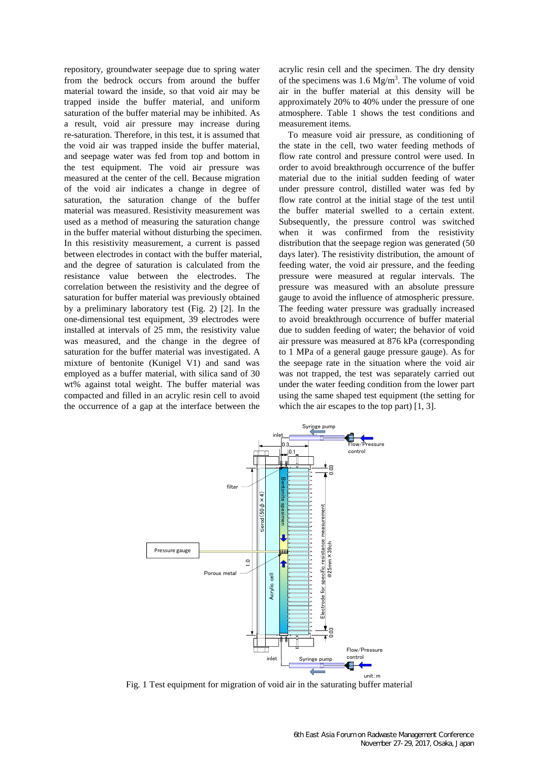repository, groundwater seepage due to spring water from the bedrock occurs from around the buffer material toward the inside, so that void air may be trapped inside the buffer material, and uniform saturation of the buffer material may be inhibited. As a result, void air pressure may increase during re-saturation. Therefore, in this test, it is assumed that the void air was trapped inside the buffer material, and seepage water was fed from top and bottom in the test equipment. The void air pressure was measured at the center of the cell. Because migration of the void air indicates a change in degree of saturation, the saturation change of the buffer material was measured. Resistivity measurement was used as a method of measuring the saturation change in the buffer material without disturbing the specimen. In this resistivity measurement, a current is passed between electrodes in contact with the buffer material, and the degree of saturation is calculated from the resistance value between the electrodes. The correlation between the resistivity and the degree of saturation for buffer material was previously obtained by a preliminary laboratory test (Fig. 2) [2]. In the one-dimensional test equipment, 39 electrodes were installed at intervals of 25 mm, the resistivity value was measured, and the change in the degree of saturation for the buffer material was investigated. A mixture of bentonite (Kunigel V1) and sand was employed as a buffer material, with silica sand of 30 wt% against total weight. The buffer material was compacted and filled in an acrylic resin cell to avoid the occurrence of a gap at the interface between the acrylic resin cell and the specimen. The dry density of the specimens was 1.6 $Mg/m^3$. The volume of void air in the buffer material at this density will be approximately 20% to 40% under the pressure of one atmosphere. Table 1 shows the test conditions and measurement items.

To measure void air pressure, as conditioning of the state in the cell, two water feeding methods of flow rate control and pressure control were used. In order to avoid breakthrough occurrence of the buffer material due to the initial sudden feeding of water under pressure control, distilled water was fed by flow rate control at the initial stage of the test until the buffer material swelled to a certain extent. Subsequently, the pressure control was switched when it was confirmed from the resistivity distribution that the seepage region was generated (50 days later). The resistivity distribution, the amount of feeding water, the void air pressure, and the feeding pressure were measured at regular intervals. The pressure was measured with an absolute pressure gauge to avoid the influence of atmospheric pressure. The feeding water pressure was gradually increased to avoid breakthrough occurrence of buffer material due to sudden feeding of water; the behavior of void air pressure was measured at 876 kPa (corresponding to 1 MPa of a general gauge pressure gauge). As for the seepage rate in the situation where the void air was not trapped, the test was separately carried out under the water feeding condition from the lower part using the same shaped test equipment (the setting for which the air escapes to the top part) [1, 3].

Fig. 1 Test equipment for migration of void air in the saturating buffer material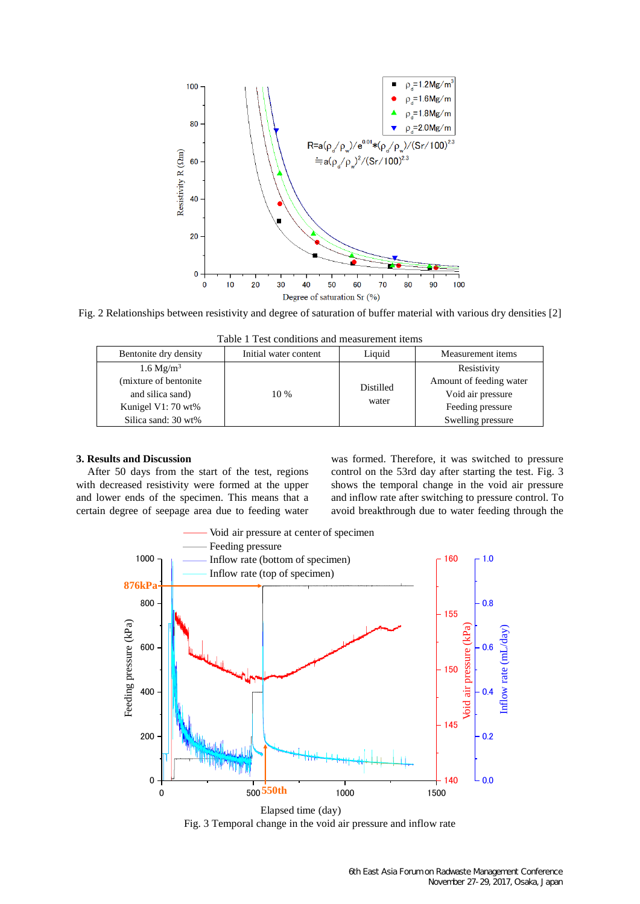Fig. 2 Relationships between resistivity and degree of saturation of buffer material with various dry densities [2]

Table 1 Test conditions and measurement items

| Bentonite dry density | Initial water content | Liquid | Measurement items |
|---|---|---|---|
| 1.6 $Mg/m^3$ (mixture of bentonite and silica sand) Kunigel V1: 70 wt% Silica sand: 30 wt% | 10 % | Distilled water | Resistivity Amount of feeding water Void air pressure Feeding pressure Swelling pressure |

### 3. Results and Discussion

After 50 days from the start of the test, regions with decreased resistivity were formed at the upper and lower ends of the specimen. This means that a certain degree of seepage area due to feeding water was formed. Therefore, it was switched to pressure control on the 53rd day after starting the test. Fig. 3 shows the temporal change in the void air pressure and inflow rate after switching to pressure control. To avoid breakthrough due to water feeding through the

Fig. 3 Temporal change in the void air pressure and inflow rate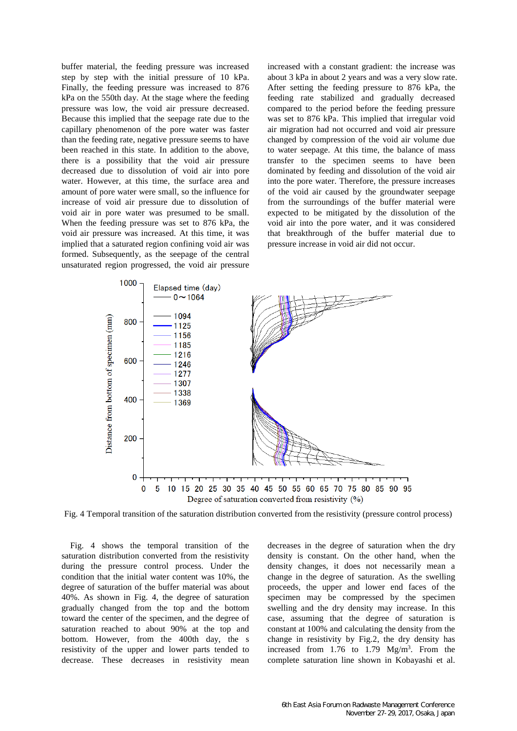buffer material, the feeding pressure was increased step by step with the initial pressure of 10 kPa. Finally, the feeding pressure was increased to 876 kPa on the 550th day. At the stage where the feeding pressure was low, the void air pressure decreased. Because this implied that the seepage rate due to the capillary phenomenon of the pore water was faster than the feeding rate, negative pressure seems to have been reached in this state. In addition to the above, there is a possibility that the void air pressure decreased due to dissolution of void air into pore water. However, at this time, the surface area and amount of pore water were small, so the influence for increase of void air pressure due to dissolution of void air in pore water was presumed to be small. When the feeding pressure was set to 876 kPa, the void air pressure was increased. At this time, it was implied that a saturated region confining void air was formed. Subsequently, as the seepage of the central unsaturated region progressed, the void air pressure increased with a constant gradient: the increase was about 3 kPa in about 2 years and was a very slow rate. After setting the feeding pressure to 876 kPa, the feeding rate stabilized and gradually decreased compared to the period before the feeding pressure was set to 876 kPa. This implied that irregular void air migration had not occurred and void air pressure changed by compression of the void air volume due to water seepage. At this time, the balance of mass transfer to the specimen seems to have been dominated by feeding and dissolution of the void air into the pore water. Therefore, the pressure increases of the void air caused by the groundwater seepage from the surroundings of the buffer material were expected to be mitigated by the dissolution of the void air into the pore water, and it was considered that breakthrough of the buffer material due to pressure increase in void air did not occur.

Fig. 4 Temporal transition of the saturation distribution converted from the resistivity (pressure control process)

Fig. 4 shows the temporal transition of the saturation distribution converted from the resistivity during the pressure control process. Under the condition that the initial water content was 10%, the degree of saturation of the buffer material was about 40%. As shown in Fig. 4, the degree of saturation gradually changed from the top and the bottom toward the center of the specimen, and the degree of saturation reached to about 90% at the top and bottom. However, from the 400th day, the s resistivity of the upper and lower parts tended to decrease. These decreases in resistivity mean decreases in the degree of saturation when the dry density is constant. On the other hand, when the density changes, it does not necessarily mean a change in the degree of saturation. As the swelling proceeds, the upper and lower end faces of the specimen may be compressed by the specimen swelling and the dry density may increase. In this case, assuming that the degree of saturation is constant at 100% and calculating the density from the change in resistivity by Fig.2, the dry density has increased from 1.76 to 1.79 Mg/m$^3$. From the complete saturation line shown in Kobayashi et al.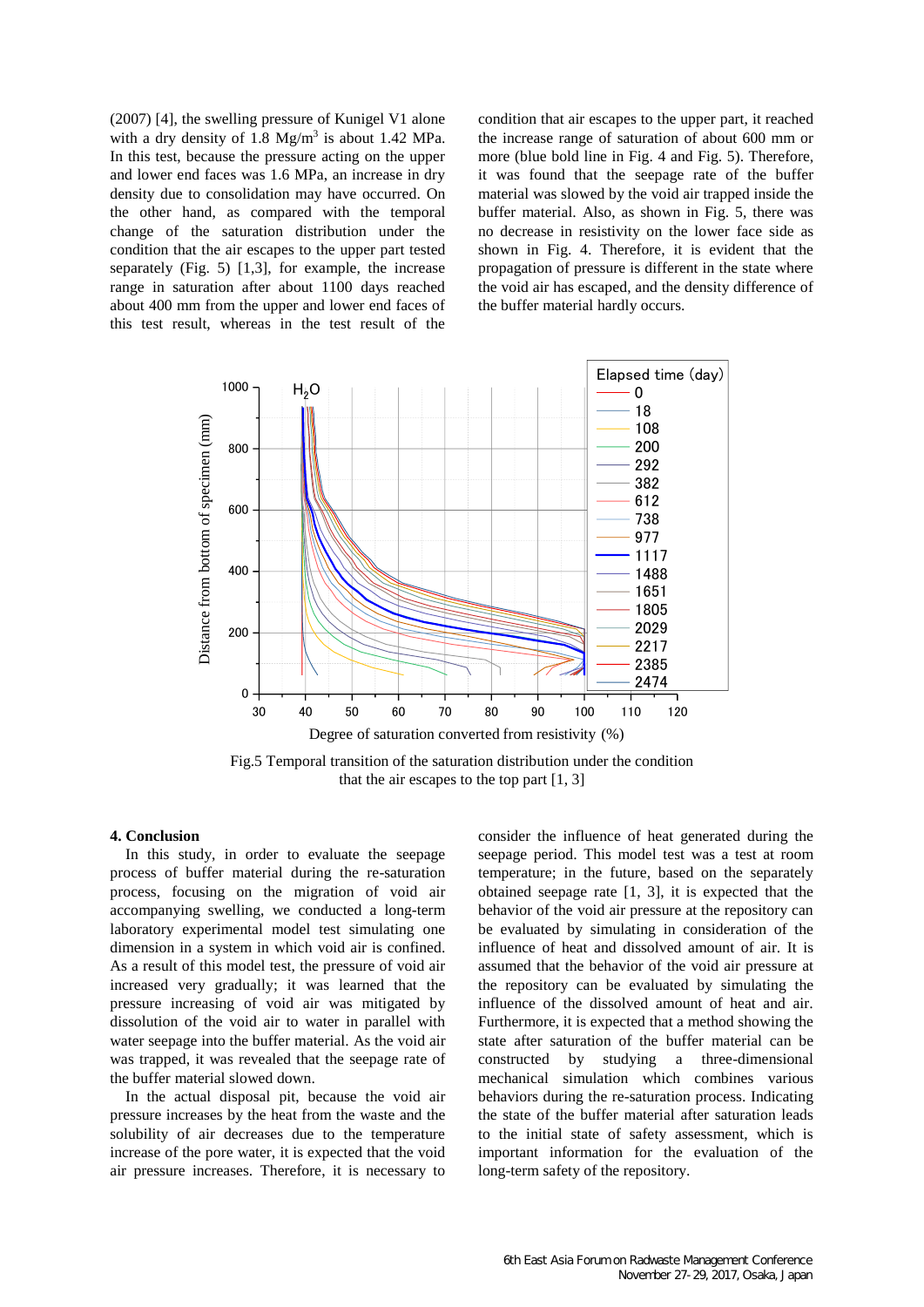(2007) [4], the swelling pressure of Kunigel V1 alone with a dry density of 1.8 Mg/m$^3$ is about 1.42 MPa. In this test, because the pressure acting on the upper and lower end faces was 1.6 MPa, an increase in dry density due to consolidation may have occurred. On the other hand, as compared with the temporal change of the saturation distribution under the condition that the air escapes to the upper part tested separately (Fig. 5) [1,3], for example, the increase range in saturation after about 1100 days reached about 400 mm from the upper and lower end faces of this test result, whereas in the test result of the condition that air escapes to the upper part, it reached the increase range of saturation of about 600 mm or more (blue bold line in Fig. 4 and Fig. 5). Therefore, it was found that the seepage rate of the buffer material was slowed by the void air trapped inside the buffer material. Also, as shown in Fig. 5, there was no decrease in resistivity on the lower face side as shown in Fig. 4. Therefore, it is evident that the propagation of pressure is different in the state where the void air has escaped, and the density difference of the buffer material hardly occurs.

Fig.5 Temporal transition of the saturation distribution under the condition that the air escapes to the top part [1, 3]

## 4. Conclusion

In this study, in order to evaluate the seepage process of buffer material during the re-saturation process, focusing on the migration of void air accompanying swelling, we conducted a long-term laboratory experimental model test simulating one dimension in a system in which void air is confined. As a result of this model test, the pressure of void air increased very gradually; it was learned that the pressure increasing of void air was mitigated by dissolution of the void air to water in parallel with water seepage into the buffer material. As the void air was trapped, it was revealed that the seepage rate of the buffer material slowed down.

In the actual disposal pit, because the void air pressure increases by the heat from the waste and the solubility of air decreases due to the temperature increase of the pore water, it is expected that the void air pressure increases. Therefore, it is necessary to consider the influence of heat generated during the seepage period. This model test was a test at room temperature; in the future, based on the separately obtained seepage rate [1, 3], it is expected that the behavior of the void air pressure at the repository can be evaluated by simulating in consideration of the influence of heat and dissolved amount of air. It is assumed that the behavior of the void air pressure at the repository can be evaluated by simulating the influence of the dissolved amount of heat and air. Furthermore, it is expected that a method showing the state after saturation of the buffer material can be constructed by studying a three-dimensional mechanical simulation which combines various behaviors during the re-saturation process. Indicating the state of the buffer material after saturation leads to the initial state of safety assessment, which is important information for the evaluation of the long-term safety of the repository.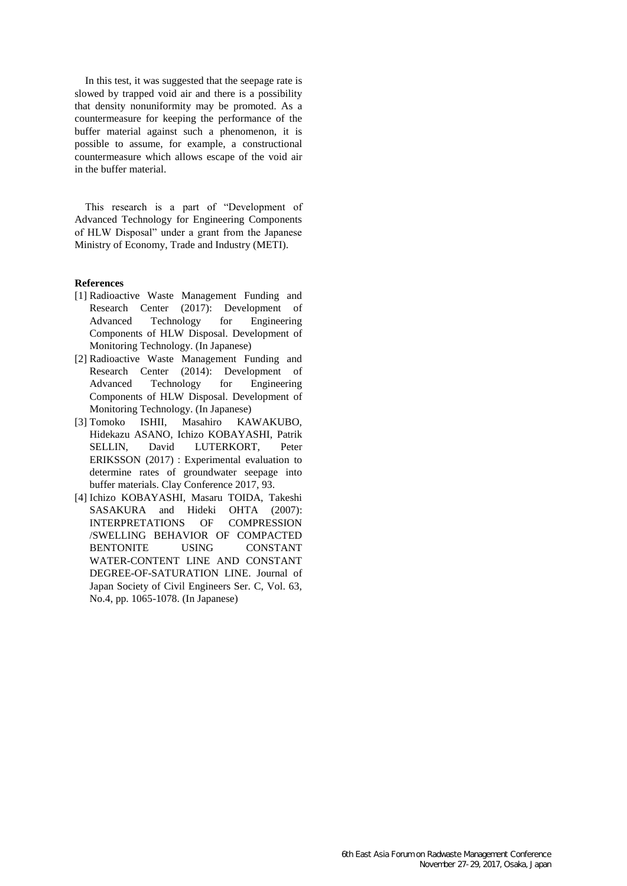In this test, it was suggested that the seepage rate is slowed by trapped void air and there is a possibility that density nonuniformity may be promoted. As a countermeasure for keeping the performance of the buffer material against such a phenomenon, it is possible to assume, for example, a constructional countermeasure which allows escape of the void air in the buffer material.

This research is a part of "Development of Advanced Technology for Engineering Components of HLW Disposal" under a grant from the Japanese Ministry of Economy, Trade and Industry (METI).

**References**

[1] Radioactive Waste Management Funding and Research Center (2017): Development of Advanced Technology for Engineering Components of HLW Disposal. Development of Monitoring Technology. (In Japanese)

[2] Radioactive Waste Management Funding and Research Center (2014): Development of Advanced Technology for Engineering Components of HLW Disposal. Development of Monitoring Technology. (In Japanese)

[3] Tomoko ISHII, Masahiro KAWAKUBO, Hidekazu ASANO, Ichizo KOBAYASHI, Patrik SELLIN, David LUTERKORT, Peter ERIKSSON (2017) : Experimental evaluation to determine rates of groundwater seepage into buffer materials. Clay Conference 2017, 93.

[4] Ichizo KOBAYASHI, Masaru TOIDA, Takeshi SASAKURA and Hideki OHTA (2007): INTERPRETATIONS OF COMPRESSION /SWELLING BEHAVIOR OF COMPACTED BENTONITE USING CONSTANT WATER-CONTENT LINE AND CONSTANT DEGREE-OF-SATURATION LINE. Journal of Japan Society of Civil Engineers Ser. C, Vol. 63, No.4, pp. 1065-1078. (In Japanese)